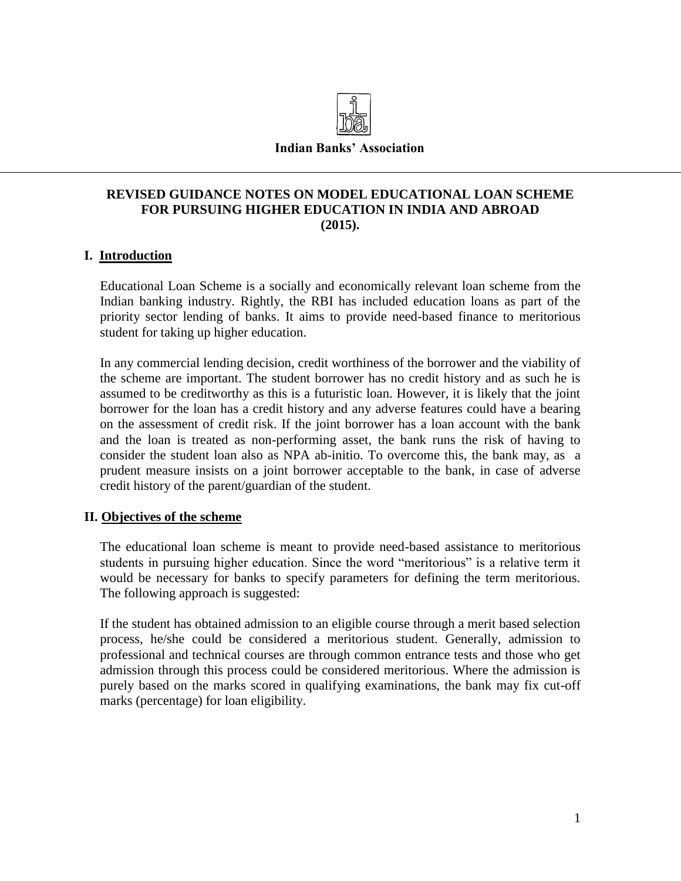**Indian Banks' Association**

# REVISED GUIDANCE NOTES ON MODEL EDUCATIONAL LOAN SCHEME FOR PURSUING HIGHER EDUCATION IN INDIA AND ABROAD (2015).

## I. Introduction

Educational Loan Scheme is a socially and economically relevant loan scheme from the Indian banking industry. Rightly, the RBI has included education loans as part of the priority sector lending of banks. It aims to provide need-based finance to meritorious student for taking up higher education.

In any commercial lending decision, credit worthiness of the borrower and the viability of the scheme are important. The student borrower has no credit history and as such he is assumed to be creditworthy as this is a futuristic loan. However, it is likely that the joint borrower for the loan has a credit history and any adverse features could have a bearing on the assessment of credit risk. If the joint borrower has a loan account with the bank and the loan is treated as non-performing asset, the bank runs the risk of having to consider the student loan also as NPA ab-initio. To overcome this, the bank may, as a prudent measure insists on a joint borrower acceptable to the bank, in case of adverse credit history of the parent/guardian of the student.

## II. Objectives of the scheme

The educational loan scheme is meant to provide need-based assistance to meritorious students in pursuing higher education. Since the word "meritorious" is a relative term it would be necessary for banks to specify parameters for defining the term meritorious. The following approach is suggested:

If the student has obtained admission to an eligible course through a merit based selection process, he/she could be considered a meritorious student. Generally, admission to professional and technical courses are through common entrance tests and those who get admission through this process could be considered meritorious. Where the admission is purely based on the marks scored in qualifying examinations, the bank may fix cut-off marks (percentage) for loan eligibility.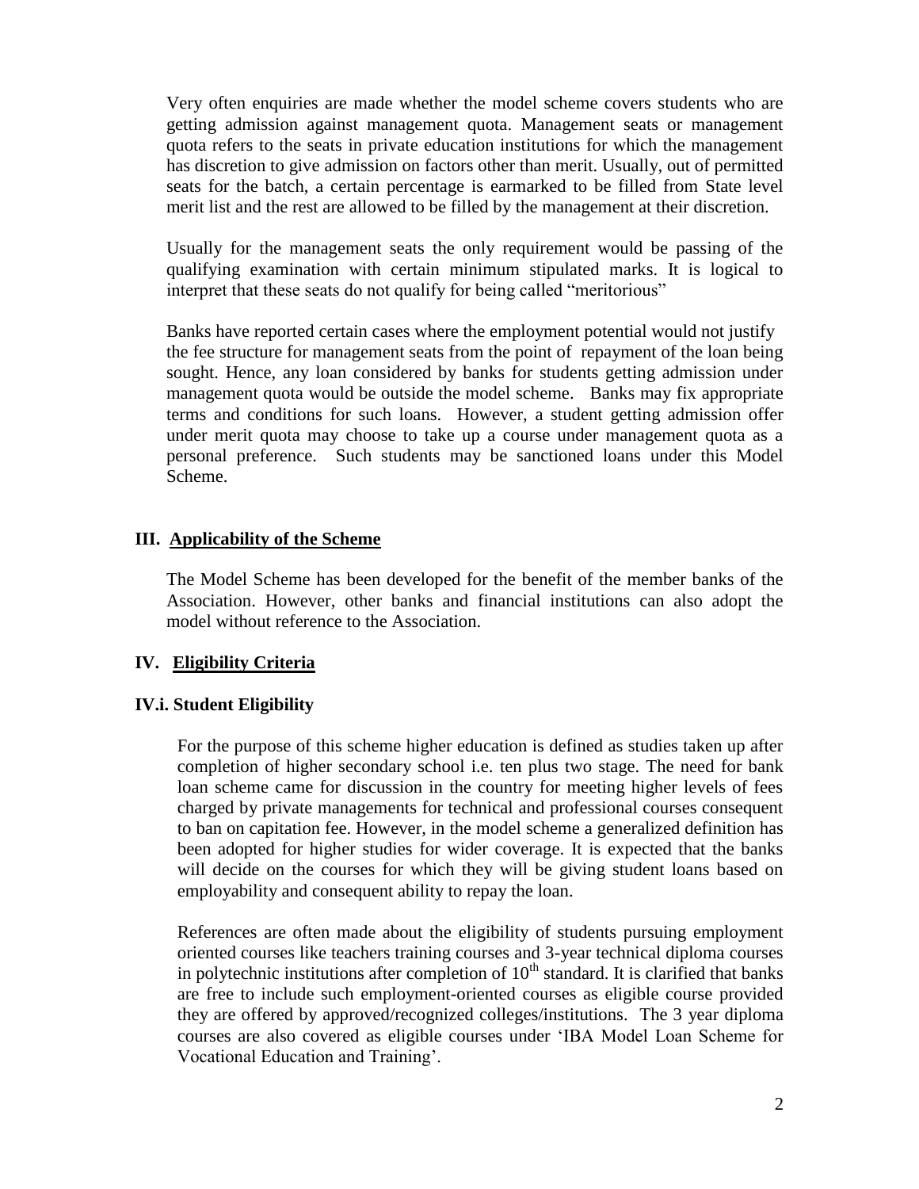Very often enquiries are made whether the model scheme covers students who are getting admission against management quota. Management seats or management quota refers to the seats in private education institutions for which the management has discretion to give admission on factors other than merit. Usually, out of permitted seats for the batch, a certain percentage is earmarked to be filled from State level merit list and the rest are allowed to be filled by the management at their discretion.

Usually for the management seats the only requirement would be passing of the qualifying examination with certain minimum stipulated marks. It is logical to interpret that these seats do not qualify for being called "meritorious"

Banks have reported certain cases where the employment potential would not justify the fee structure for management seats from the point of repayment of the loan being sought. Hence, any loan considered by banks for students getting admission under management quota would be outside the model scheme. Banks may fix appropriate terms and conditions for such loans. However, a student getting admission offer under merit quota may choose to take up a course under management quota as a personal preference. Such students may be sanctioned loans under this Model Scheme.

## III. Applicability of the Scheme

The Model Scheme has been developed for the benefit of the member banks of the Association. However, other banks and financial institutions can also adopt the model without reference to the Association.

## IV. Eligibility Criteria

### IV.i. Student Eligibility

For the purpose of this scheme higher education is defined as studies taken up after completion of higher secondary school i.e. ten plus two stage. The need for bank loan scheme came for discussion in the country for meeting higher levels of fees charged by private managements for technical and professional courses consequent to ban on capitation fee. However, in the model scheme a generalized definition has been adopted for higher studies for wider coverage. It is expected that the banks will decide on the courses for which they will be giving student loans based on employability and consequent ability to repay the loan.

References are often made about the eligibility of students pursuing employment oriented courses like teachers training courses and 3-year technical diploma courses in polytechnic institutions after completion of 10th standard. It is clarified that banks are free to include such employment-oriented courses as eligible course provided they are offered by approved/recognized colleges/institutions. The 3 year diploma courses are also covered as eligible courses under 'IBA Model Loan Scheme for Vocational Education and Training'.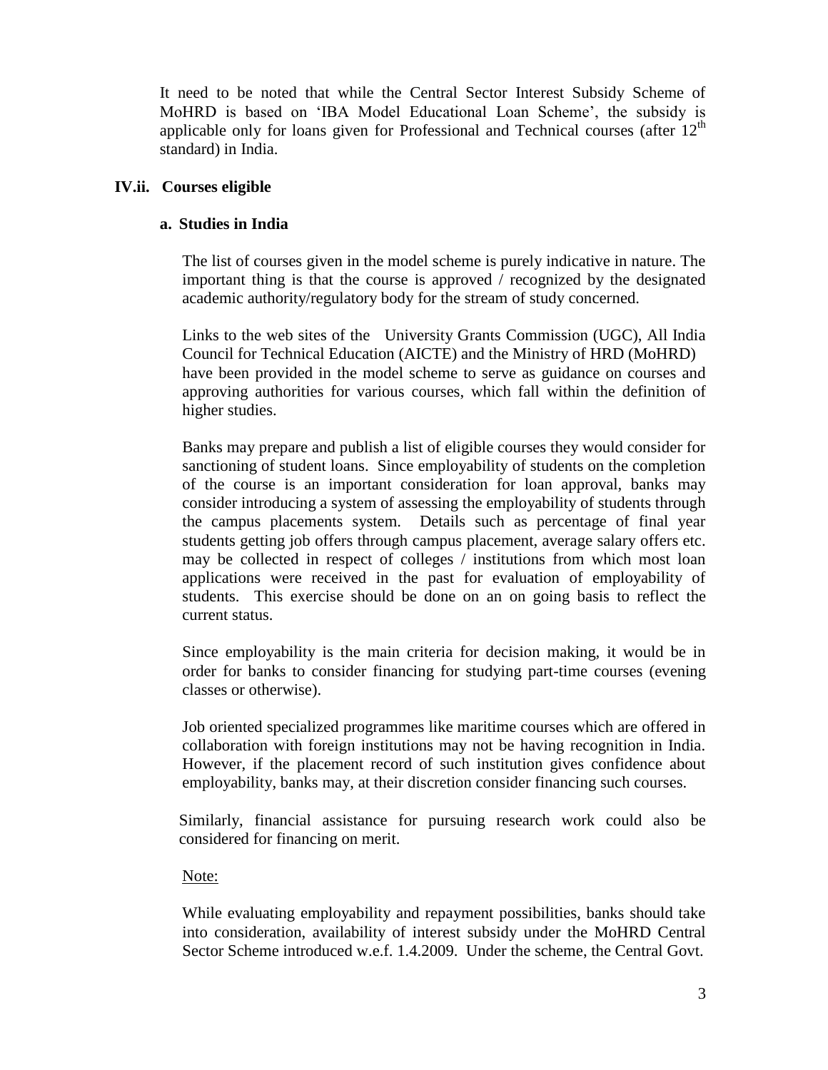It need to be noted that while the Central Sector Interest Subsidy Scheme of MoHRD is based on 'IBA Model Educational Loan Scheme', the subsidy is applicable only for loans given for Professional and Technical courses (after $12^{th}$ standard) in India.

### IV.ii. Courses eligible

#### a. Studies in India

The list of courses given in the model scheme is purely indicative in nature. The important thing is that the course is approved / recognized by the designated academic authority/regulatory body for the stream of study concerned.

Links to the web sites of the University Grants Commission (UGC), All India Council for Technical Education (AICTE) and the Ministry of HRD (MoHRD) have been provided in the model scheme to serve as guidance on courses and approving authorities for various courses, which fall within the definition of higher studies.

Banks may prepare and publish a list of eligible courses they would consider for sanctioning of student loans. Since employability of students on the completion of the course is an important consideration for loan approval, banks may consider introducing a system of assessing the employability of students through the campus placements system. Details such as percentage of final year students getting job offers through campus placement, average salary offers etc. may be collected in respect of colleges / institutions from which most loan applications were received in the past for evaluation of employability of students. This exercise should be done on an on going basis to reflect the current status.

Since employability is the main criteria for decision making, it would be in order for banks to consider financing for studying part-time courses (evening classes or otherwise).

Job oriented specialized programmes like maritime courses which are offered in collaboration with foreign institutions may not be having recognition in India. However, if the placement record of such institution gives confidence about employability, banks may, at their discretion consider financing such courses.

Similarly, financial assistance for pursuing research work could also be considered for financing on merit.

<u>Note:</u>

While evaluating employability and repayment possibilities, banks should take into consideration, availability of interest subsidy under the MoHRD Central Sector Scheme introduced w.e.f. 1.4.2009. Under the scheme, the Central Govt.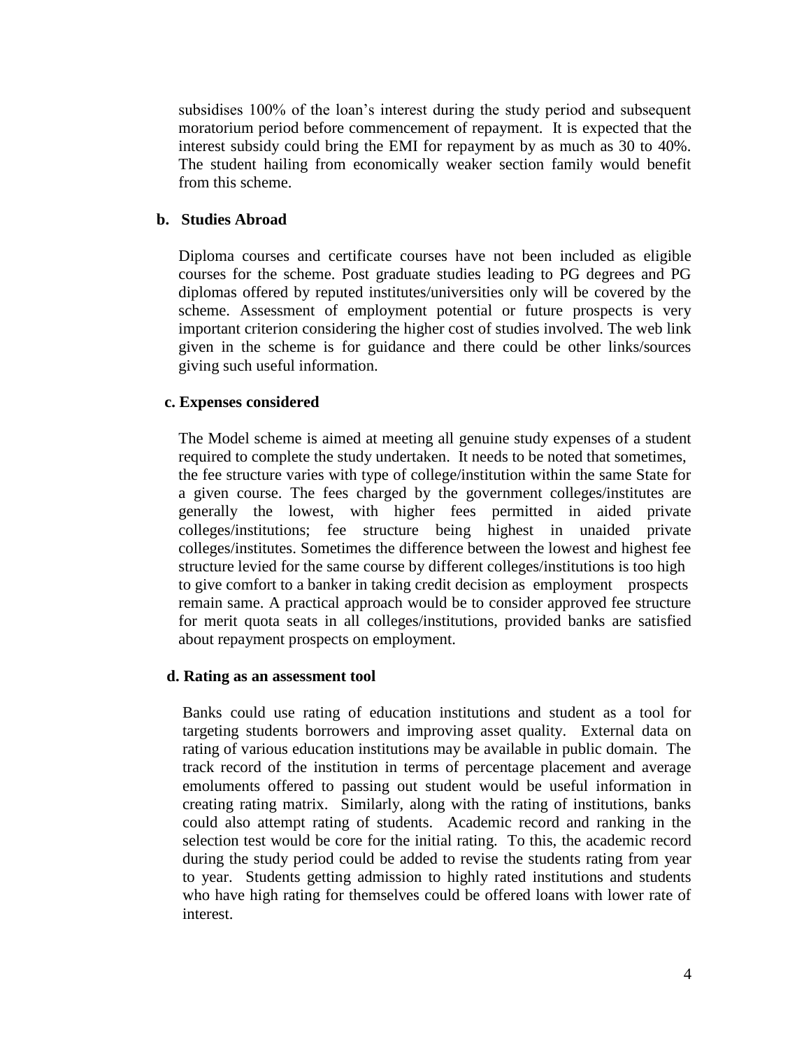subsidises 100% of the loan's interest during the study period and subsequent moratorium period before commencement of repayment. It is expected that the interest subsidy could bring the EMI for repayment by as much as 30 to 40%. The student hailing from economically weaker section family would benefit from this scheme.

**b. Studies Abroad**

Diploma courses and certificate courses have not been included as eligible courses for the scheme. Post graduate studies leading to PG degrees and PG diplomas offered by reputed institutes/universities only will be covered by the scheme. Assessment of employment potential or future prospects is very important criterion considering the higher cost of studies involved. The web link given in the scheme is for guidance and there could be other links/sources giving such useful information.

**c. Expenses considered**

The Model scheme is aimed at meeting all genuine study expenses of a student required to complete the study undertaken. It needs to be noted that sometimes, the fee structure varies with type of college/institution within the same State for a given course. The fees charged by the government colleges/institutes are generally the lowest, with higher fees permitted in aided private colleges/institutions; fee structure being highest in unaided private colleges/institutes. Sometimes the difference between the lowest and highest fee structure levied for the same course by different colleges/institutions is too high to give comfort to a banker in taking credit decision as employment prospects remain same. A practical approach would be to consider approved fee structure for merit quota seats in all colleges/institutions, provided banks are satisfied about repayment prospects on employment.

**d. Rating as an assessment tool**

Banks could use rating of education institutions and student as a tool for targeting students borrowers and improving asset quality. External data on rating of various education institutions may be available in public domain. The track record of the institution in terms of percentage placement and average emoluments offered to passing out student would be useful information in creating rating matrix. Similarly, along with the rating of institutions, banks could also attempt rating of students. Academic record and ranking in the selection test would be core for the initial rating. To this, the academic record during the study period could be added to revise the students rating from year to year. Students getting admission to highly rated institutions and students who have high rating for themselves could be offered loans with lower rate of interest.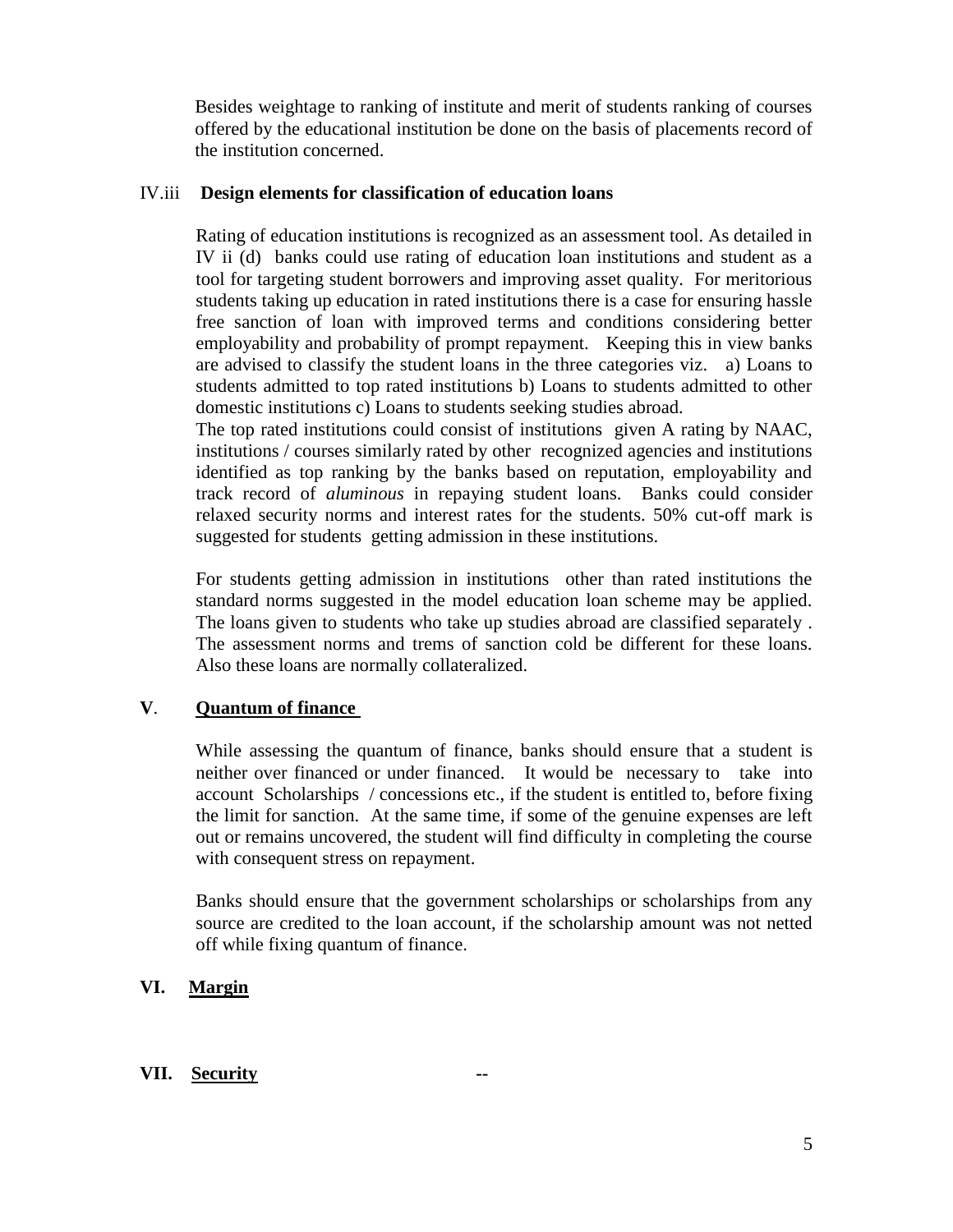Besides weightage to ranking of institute and merit of students ranking of courses offered by the educational institution be done on the basis of placements record of the institution concerned.

### IV.iii **Design elements for classification of education loans**

Rating of education institutions is recognized as an assessment tool. As detailed in IV ii (d) banks could use rating of education loan institutions and student as a tool for targeting student borrowers and improving asset quality. For meritorious students taking up education in rated institutions there is a case for ensuring hassle free sanction of loan with improved terms and conditions considering better employability and probability of prompt repayment. Keeping this in view banks are advised to classify the student loans in the three categories viz. a) Loans to students admitted to top rated institutions b) Loans to students admitted to other domestic institutions c) Loans to students seeking studies abroad.

The top rated institutions could consist of institutions given A rating by NAAC, institutions / courses similarly rated by other recognized agencies and institutions identified as top ranking by the banks based on reputation, employability and track record of *aluminous* in repaying student loans. Banks could consider relaxed security norms and interest rates for the students. 50% cut-off mark is suggested for students getting admission in these institutions.

For students getting admission in institutions other than rated institutions the standard norms suggested in the model education loan scheme may be applied. The loans given to students who take up studies abroad are classified separately . The assessment norms and trems of sanction cold be different for these loans. Also these loans are normally collateralized.

## **V**. **Quantum of finance**

While assessing the quantum of finance, banks should ensure that a student is neither over financed or under financed. It would be necessary to take into account Scholarships / concessions etc., if the student is entitled to, before fixing the limit for sanction. At the same time, if some of the genuine expenses are left out or remains uncovered, the student will find difficulty in completing the course with consequent stress on repayment.

Banks should ensure that the government scholarships or scholarships from any source are credited to the loan account, if the scholarship amount was not netted off while fixing quantum of finance.

## **VI. Margin**

## **VII. Security** --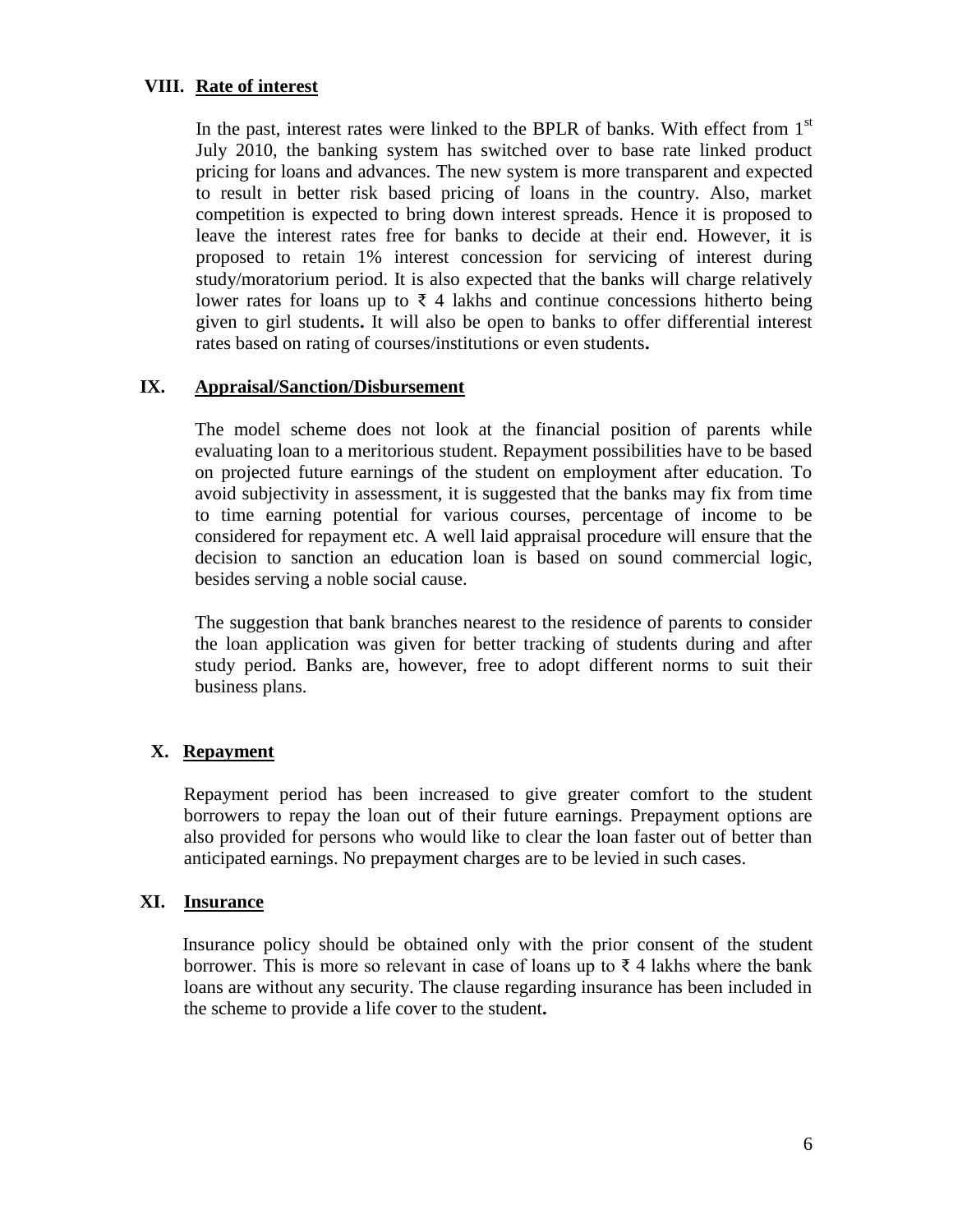## VIII. Rate of interest

In the past, interest rates were linked to the BPLR of banks. With effect from 1st July 2010, the banking system has switched over to base rate linked product pricing for loans and advances. The new system is more transparent and expected to result in better risk based pricing of loans in the country. Also, market competition is expected to bring down interest spreads. Hence it is proposed to leave the interest rates free for banks to decide at their end. However, it is proposed to retain 1% interest concession for servicing of interest during study/moratorium period. It is also expected that the banks will charge relatively lower rates for loans up to ₹ 4 lakhs and continue concessions hitherto being given to girl students**.** It will also be open to banks to offer differential interest rates based on rating of courses/institutions or even students**.**

## IX. Appraisal/Sanction/Disbursement

The model scheme does not look at the financial position of parents while evaluating loan to a meritorious student. Repayment possibilities have to be based on projected future earnings of the student on employment after education. To avoid subjectivity in assessment, it is suggested that the banks may fix from time to time earning potential for various courses, percentage of income to be considered for repayment etc. A well laid appraisal procedure will ensure that the decision to sanction an education loan is based on sound commercial logic, besides serving a noble social cause.

The suggestion that bank branches nearest to the residence of parents to consider the loan application was given for better tracking of students during and after study period. Banks are, however, free to adopt different norms to suit their business plans.

## X. Repayment

Repayment period has been increased to give greater comfort to the student borrowers to repay the loan out of their future earnings. Prepayment options are also provided for persons who would like to clear the loan faster out of better than anticipated earnings. No prepayment charges are to be levied in such cases.

## XI. Insurance

Insurance policy should be obtained only with the prior consent of the student borrower. This is more so relevant in case of loans up to ₹ 4 lakhs where the bank loans are without any security. The clause regarding insurance has been included in the scheme to provide a life cover to the student**.**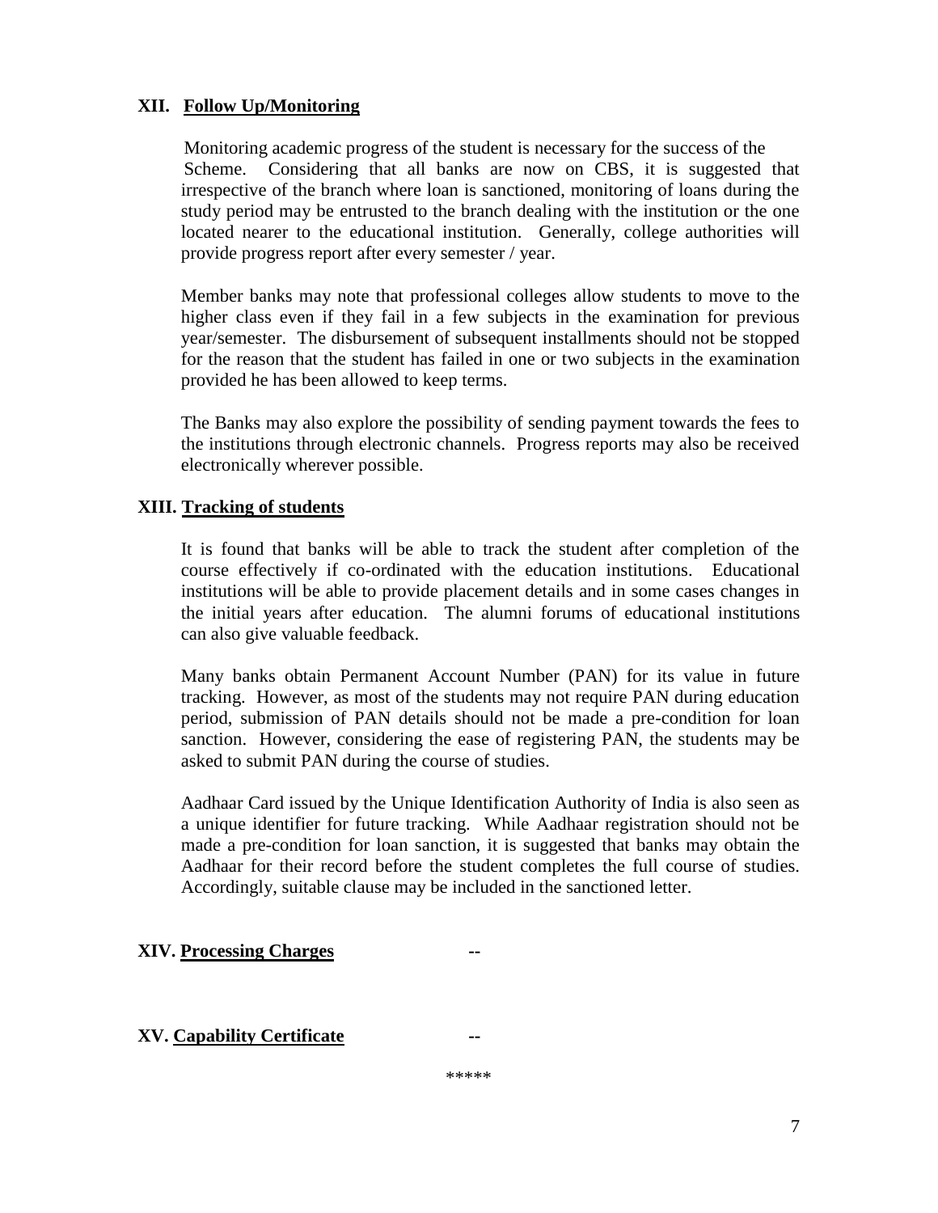### XII. Follow Up/Monitoring

Monitoring academic progress of the student is necessary for the success of the Scheme. Considering that all banks are now on CBS, it is suggested that irrespective of the branch where loan is sanctioned, monitoring of loans during the study period may be entrusted to the branch dealing with the institution or the one located nearer to the educational institution. Generally, college authorities will provide progress report after every semester / year.

Member banks may note that professional colleges allow students to move to the higher class even if they fail in a few subjects in the examination for previous year/semester. The disbursement of subsequent installments should not be stopped for the reason that the student has failed in one or two subjects in the examination provided he has been allowed to keep terms.

The Banks may also explore the possibility of sending payment towards the fees to the institutions through electronic channels. Progress reports may also be received electronically wherever possible.

### XIII. Tracking of students

It is found that banks will be able to track the student after completion of the course effectively if co-ordinated with the education institutions. Educational institutions will be able to provide placement details and in some cases changes in the initial years after education. The alumni forums of educational institutions can also give valuable feedback.

Many banks obtain Permanent Account Number (PAN) for its value in future tracking. However, as most of the students may not require PAN during education period, submission of PAN details should not be made a pre-condition for loan sanction. However, considering the ease of registering PAN, the students may be asked to submit PAN during the course of studies.

Aadhaar Card issued by the Unique Identification Authority of India is also seen as a unique identifier for future tracking. While Aadhaar registration should not be made a pre-condition for loan sanction, it is suggested that banks may obtain the Aadhaar for their record before the student completes the full course of studies. Accordingly, suitable clause may be included in the sanctioned letter.

### XIV. Processing Charges --

### XV. Capability Certificate --

*****